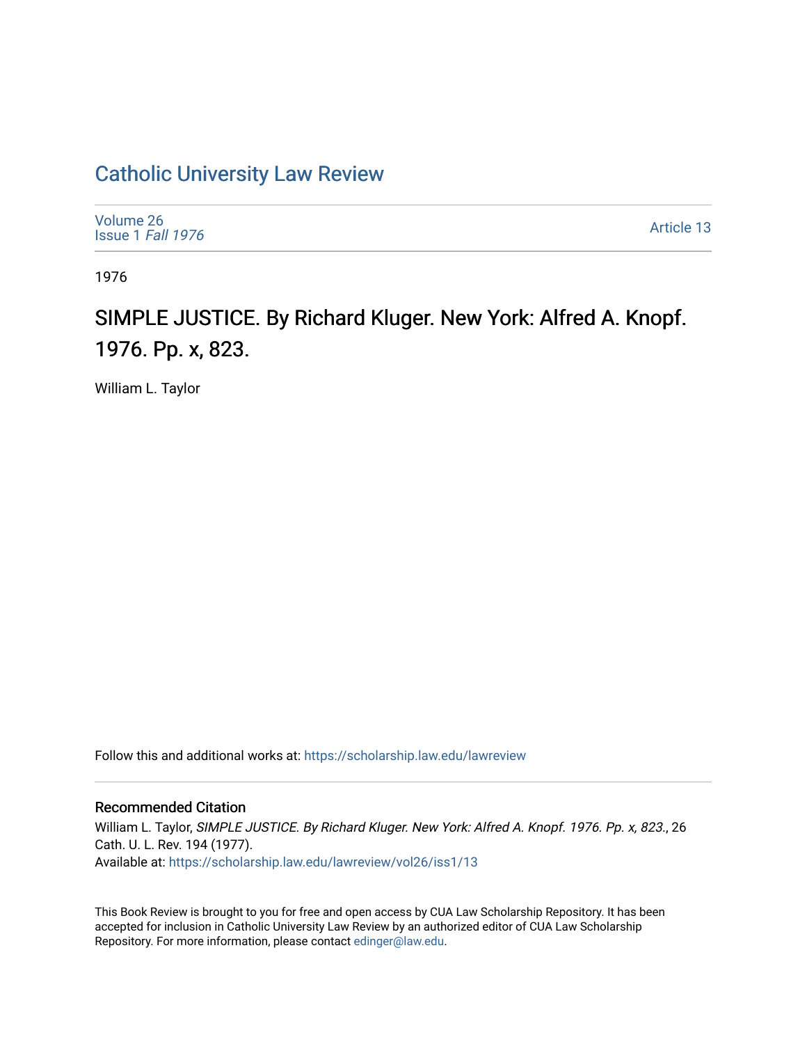# Catholic University Law Review

Volume 26
Issue 1 *Fall 1976*

Article 13

1976

## SIMPLE JUSTICE. By Richard Kluger. New York: Alfred A. Knopf. 1976. Pp. x, 823.

William L. Taylor

Follow this and additional works at: https://scholarship.law.edu/lawreview

### Recommended Citation

William L. Taylor, *SIMPLE JUSTICE. By Richard Kluger. New York: Alfred A. Knopf. 1976. Pp. x, 823.*, 26 Cath. U. L. Rev. 194 (1977).
Available at: https://scholarship.law.edu/lawreview/vol26/iss1/13

This Book Review is brought to you for free and open access by CUA Law Scholarship Repository. It has been accepted for inclusion in Catholic University Law Review by an authorized editor of CUA Law Scholarship Repository. For more information, please contact edinger@law.edu.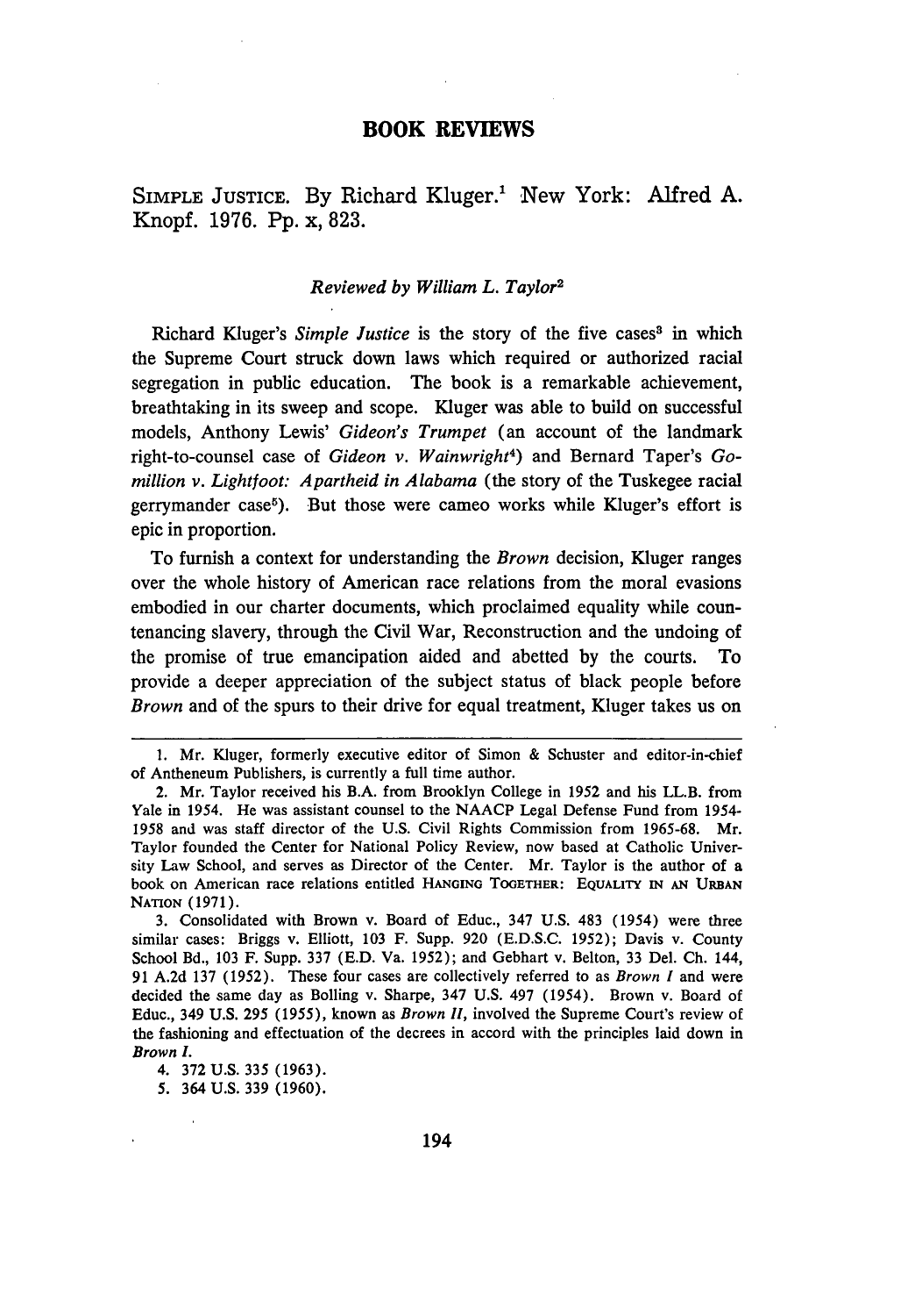## BOOK REVIEWS

SIMPLE JUSTICE. By Richard Kluger.[1] New York: Alfred A. Knopf. 1976. Pp. x, 823.

*Reviewed by William L. Taylor*[2]

Richard Kluger's *Simple Justice* is the story of the five cases[3] in which the Supreme Court struck down laws which required or authorized racial segregation in public education. The book is a remarkable achievement, breathtaking in its sweep and scope. Kluger was able to build on successful models, Anthony Lewis' *Gideon's Trumpet* (an account of the landmark right-to-counsel case of *Gideon v. Wainwright*[4]) and Bernard Taper's *Gomillion v. Lightfoot: Apartheid in Alabama* (the story of the Tuskegee racial gerrymander case[5]). But those were cameo works while Kluger's effort is epic in proportion.

To furnish a context for understanding the *Brown* decision, Kluger ranges over the whole history of American race relations from the moral evasions embodied in our charter documents, which proclaimed equality while countenancing slavery, through the Civil War, Reconstruction and the undoing of the promise of true emancipation aided and abetted by the courts. To provide a deeper appreciation of the subject status of black people before *Brown* and of the spurs to their drive for equal treatment, Kluger takes us on

---

1. Mr. Kluger, formerly executive editor of Simon & Schuster and editor-in-chief of Antheneum Publishers, is currently a full time author.

2. Mr. Taylor received his B.A. from Brooklyn College in 1952 and his LL.B. from Yale in 1954. He was assistant counsel to the NAACP Legal Defense Fund from 1954-1958 and was staff director of the U.S. Civil Rights Commission from 1965-68. Mr. Taylor founded the Center for National Policy Review, now based at Catholic University Law School, and serves as Director of the Center. Mr. Taylor is the author of a book on American race relations entitled HANGING TOGETHER: EQUALITY IN AN URBAN NATION (1971).

3. Consolidated with Brown v. Board of Educ., 347 U.S. 483 (1954) were three similar cases: Briggs v. Elliott, 103 F. Supp. 920 (E.D.S.C. 1952); Davis v. County School Bd., 103 F. Supp. 337 (E.D. Va. 1952); and Gebhart v. Belton, 33 Del. Ch. 144, 91 A.2d 137 (1952). These four cases are collectively referred to as *Brown I* and were decided the same day as Bolling v. Sharpe, 347 U.S. 497 (1954). Brown v. Board of Educ., 349 U.S. 295 (1955), known as *Brown II*, involved the Supreme Court's review of the fashioning and effectuation of the decrees in accord with the principles laid down in *Brown I*.

4. 372 U.S. 335 (1963).

5. 364 U.S. 339 (1960).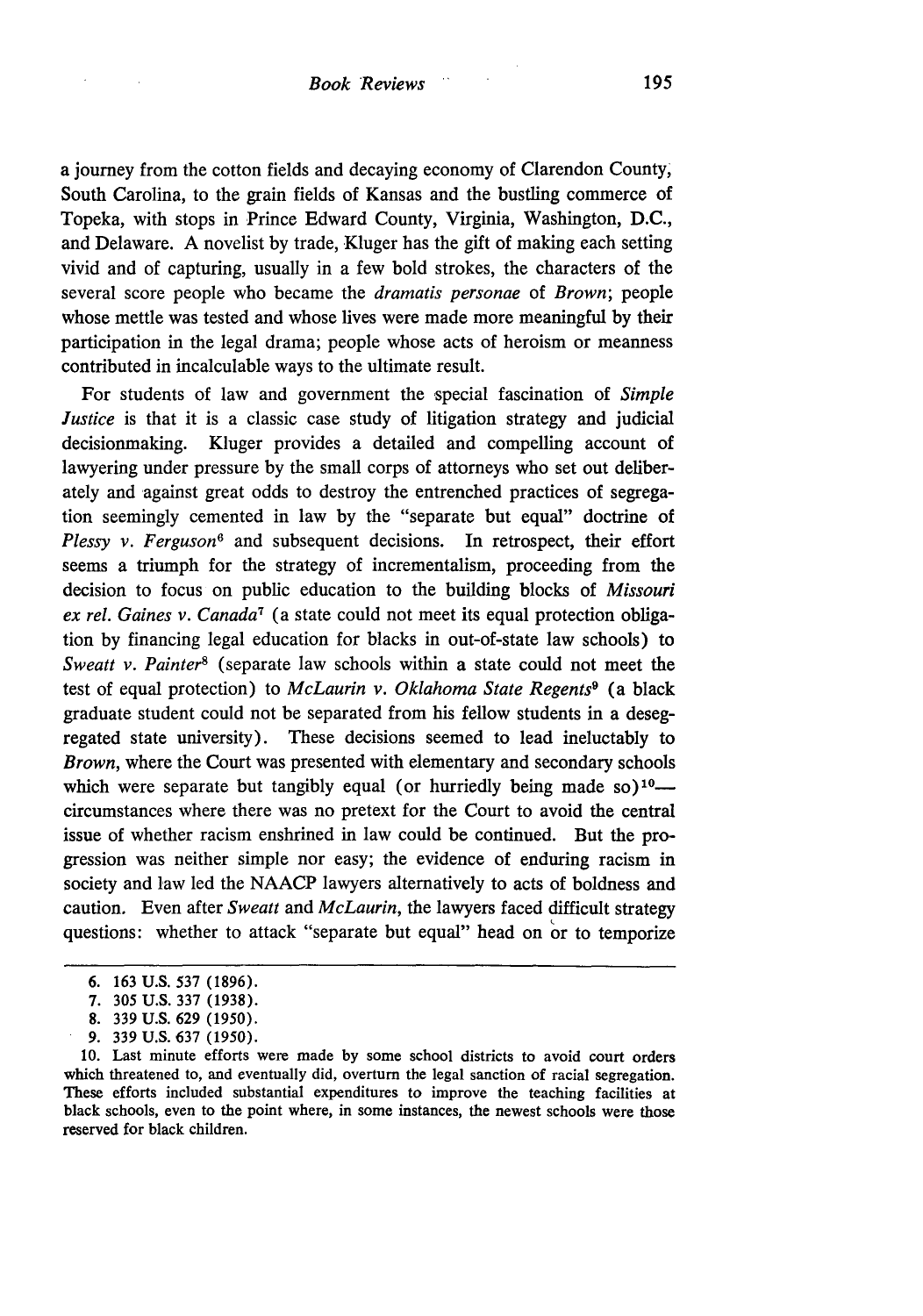a journey from the cotton fields and decaying economy of Clarendon County, South Carolina, to the grain fields of Kansas and the bustling commerce of Topeka, with stops in Prince Edward County, Virginia, Washington, D.C., and Delaware. A novelist by trade, Kluger has the gift of making each setting vivid and of capturing, usually in a few bold strokes, the characters of the several score people who became the *dramatis personae* of *Brown*; people whose mettle was tested and whose lives were made more meaningful by their participation in the legal drama; people whose acts of heroism or meanness contributed in incalculable ways to the ultimate result.

For students of law and government the special fascination of *Simple Justice* is that it is a classic case study of litigation strategy and judicial decisionmaking. Kluger provides a detailed and compelling account of lawyering under pressure by the small corps of attorneys who set out deliberately and against great odds to destroy the entrenched practices of segregation seemingly cemented in law by the "separate but equal" doctrine of *Plessy v. Ferguson*[6] and subsequent decisions. In retrospect, their effort seems a triumph for the strategy of incrementalism, proceeding from the decision to focus on public education to the building blocks of *Missouri ex rel. Gaines v. Canada*[7] (a state could not meet its equal protection obligation by financing legal education for blacks in out-of-state law schools) to *Sweatt v. Painter*[8] (separate law schools within a state could not meet the test of equal protection) to *McLaurin v. Oklahoma State Regents*[9] (a black graduate student could not be separated from his fellow students in a desegregated state university). These decisions seemed to lead ineluctably to *Brown*, where the Court was presented with elementary and secondary schools which were separate but tangibly equal (or hurriedly being made so)[10]—circumstances where there was no pretext for the Court to avoid the central issue of whether racism enshrined in law could be continued. But the progression was neither simple nor easy; the evidence of enduring racism in society and law led the NAACP lawyers alternatively to acts of boldness and caution. Even after *Sweatt* and *McLaurin*, the lawyers faced difficult strategy questions: whether to attack "separate but equal" head on or to temporize

---

6. 163 U.S. 537 (1896).
7. 305 U.S. 337 (1938).
8. 339 U.S. 629 (1950).
9. 339 U.S. 637 (1950).
10. Last minute efforts were made by some school districts to avoid court orders which threatened to, and eventually did, overturn the legal sanction of racial segregation. These efforts included substantial expenditures to improve the teaching facilities at black schools, even to the point where, in some instances, the newest schools were those reserved for black children.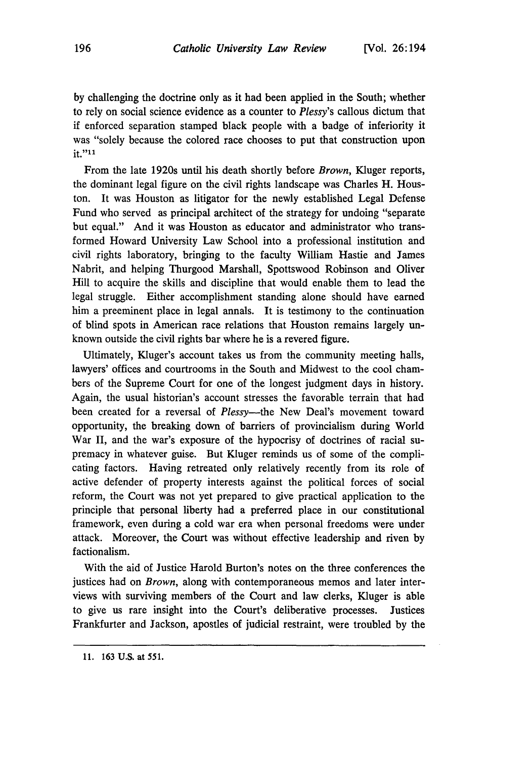by challenging the doctrine only as it had been applied in the South; whether to rely on social science evidence as a counter to *Plessy*'s callous dictum that if enforced separation stamped black people with a badge of inferiority it was "solely because the colored race chooses to put that construction upon it."[11]

From the late 1920s until his death shortly before *Brown*, Kluger reports, the dominant legal figure on the civil rights landscape was Charles H. Houston. It was Houston as litigator for the newly established Legal Defense Fund who served as principal architect of the strategy for undoing "separate but equal." And it was Houston as educator and administrator who transformed Howard University Law School into a professional institution and civil rights laboratory, bringing to the faculty William Hastie and James Nabrit, and helping Thurgood Marshall, Spottswood Robinson and Oliver Hill to acquire the skills and discipline that would enable them to lead the legal struggle. Either accomplishment standing alone should have earned him a preeminent place in legal annals. It is testimony to the continuation of blind spots in American race relations that Houston remains largely unknown outside the civil rights bar where he is a revered figure.

Ultimately, Kluger's account takes us from the community meeting halls, lawyers' offices and courtrooms in the South and Midwest to the cool chambers of the Supreme Court for one of the longest judgment days in history. Again, the usual historian's account stresses the favorable terrain that had been created for a reversal of *Plessy*—the New Deal's movement toward opportunity, the breaking down of barriers of provincialism during World War II, and the war's exposure of the hypocrisy of doctrines of racial supremacy in whatever guise. But Kluger reminds us of some of the complicating factors. Having retreated only relatively recently from its role of active defender of property interests against the political forces of social reform, the Court was not yet prepared to give practical application to the principle that personal liberty had a preferred place in our constitutional framework, even during a cold war era when personal freedoms were under attack. Moreover, the Court was without effective leadership and riven by factionalism.

With the aid of Justice Harold Burton's notes on the three conferences the justices had on *Brown*, along with contemporaneous memos and later interviews with surviving members of the Court and law clerks, Kluger is able to give us rare insight into the Court's deliberative processes. Justices Frankfurter and Jackson, apostles of judicial restraint, were troubled by the

---

11. 163 U.S. at 551.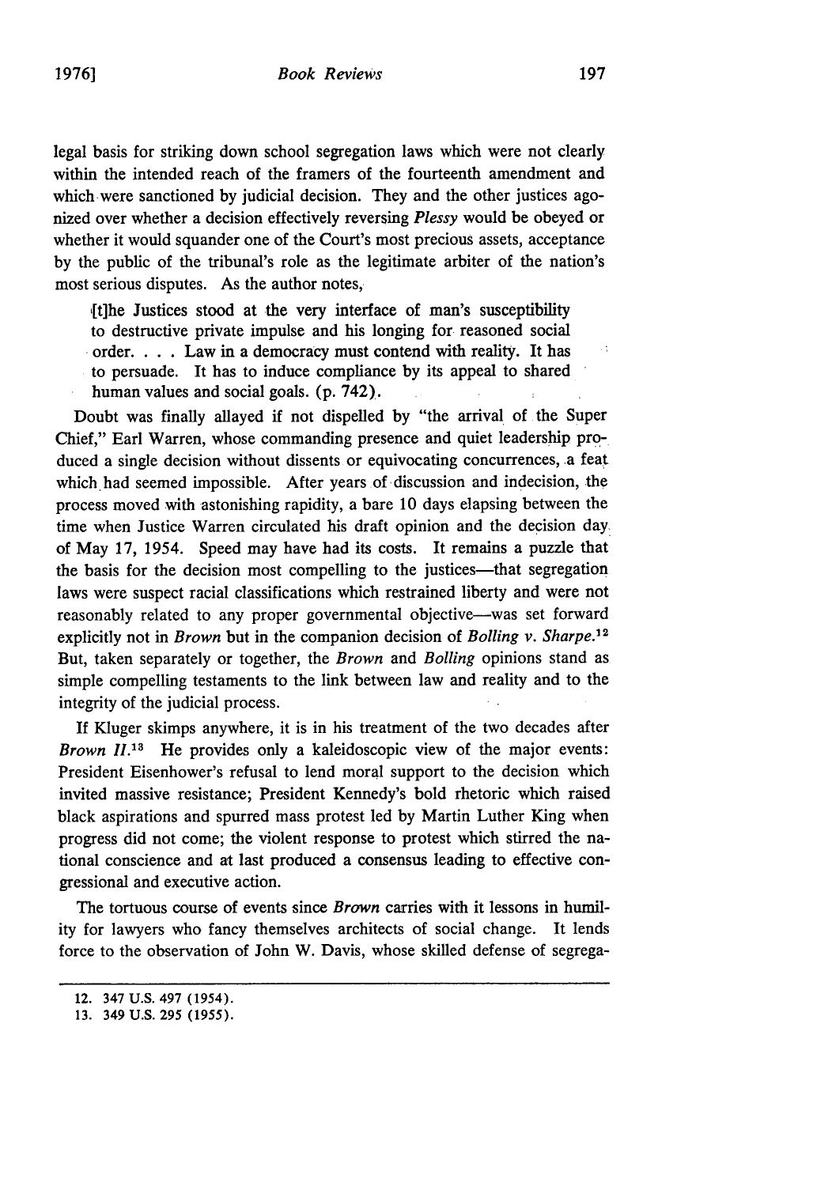legal basis for striking down school segregation laws which were not clearly within the intended reach of the framers of the fourteenth amendment and which were sanctioned by judicial decision. They and the other justices agonized over whether a decision effectively reversing *Plessy* would be obeyed or whether it would squander one of the Court's most precious assets, acceptance by the public of the tribunal's role as the legitimate arbiter of the nation's most serious disputes. As the author notes,

> [t]he Justices stood at the very interface of man's susceptibility to destructive private impulse and his longing for reasoned social order. . . . Law in a democracy must contend with reality. It has to persuade. It has to induce compliance by its appeal to shared human values and social goals. (p. 742).

Doubt was finally allayed if not dispelled by "the arrival of the Super Chief," Earl Warren, whose commanding presence and quiet leadership produced a single decision without dissents or equivocating concurrences, a feat which had seemed impossible. After years of discussion and indecision, the process moved with astonishing rapidity, a bare 10 days elapsing between the time when Justice Warren circulated his draft opinion and the decision day of May 17, 1954. Speed may have had its costs. It remains a puzzle that the basis for the decision most compelling to the justices—that segregation laws were suspect racial classifications which restrained liberty and were not reasonably related to any proper governmental objective—was set forward explicitly not in *Brown* but in the companion decision of *Bolling v. Sharpe*.[12] But, taken separately or together, the *Brown* and *Bolling* opinions stand as simple compelling testaments to the link between law and reality and to the integrity of the judicial process.

If Kluger skimps anywhere, it is in his treatment of the two decades after *Brown II*.[13] He provides only a kaleidoscopic view of the major events: President Eisenhower's refusal to lend moral support to the decision which invited massive resistance; President Kennedy's bold rhetoric which raised black aspirations and spurred mass protest led by Martin Luther King when progress did not come; the violent response to protest which stirred the national conscience and at last produced a consensus leading to effective congressional and executive action.

The tortuous course of events since *Brown* carries with it lessons in humility for lawyers who fancy themselves architects of social change. It lends force to the observation of John W. Davis, whose skilled defense of segrega-

12. 347 U.S. 497 (1954).

13. 349 U.S. 295 (1955).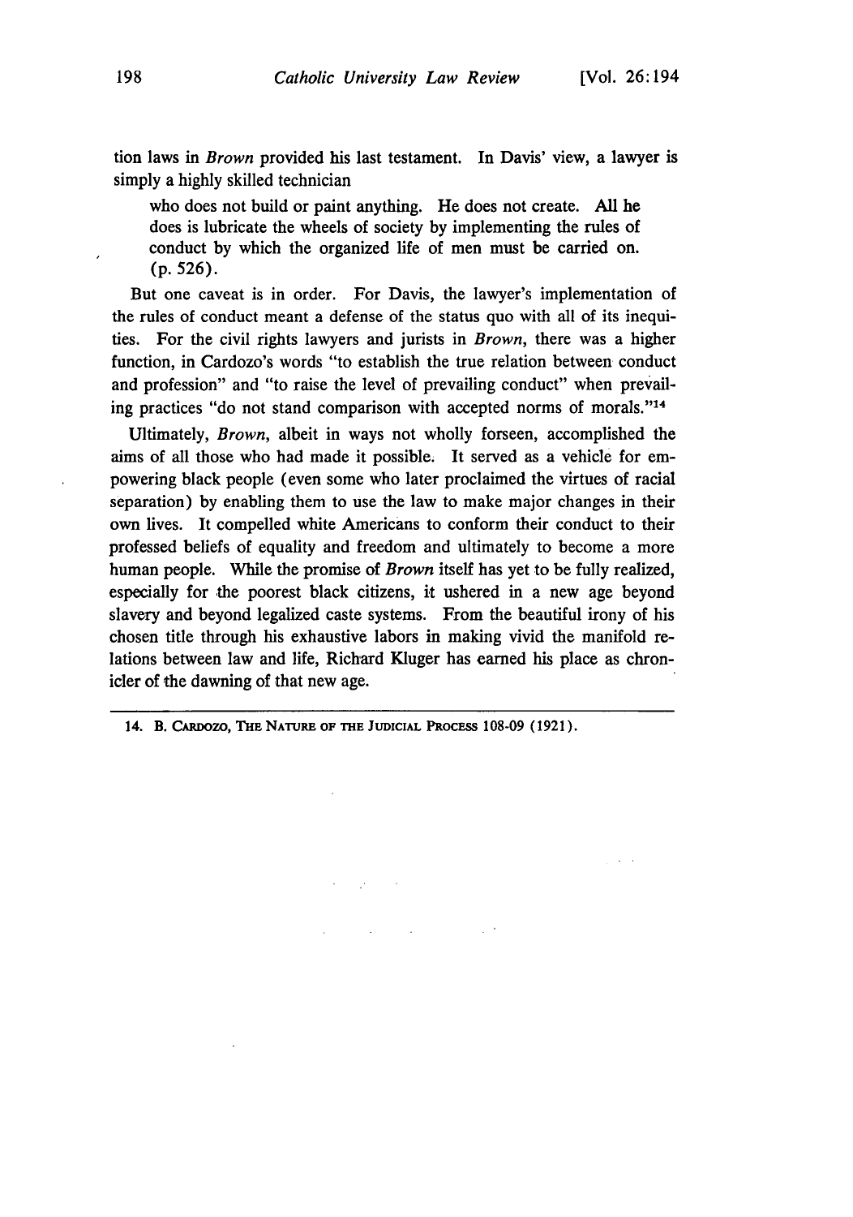tion laws in *Brown* provided his last testament. In Davis' view, a lawyer is simply a highly skilled technician

> who does not build or paint anything. He does not create. All he does is lubricate the wheels of society by implementing the rules of conduct by which the organized life of men must be carried on. (p. 526).

But one caveat is in order. For Davis, the lawyer's implementation of the rules of conduct meant a defense of the status quo with all of its inequities. For the civil rights lawyers and jurists in *Brown*, there was a higher function, in Cardozo's words "to establish the true relation between conduct and profession" and "to raise the level of prevailing conduct" when prevailing practices "do not stand comparison with accepted norms of morals."[14]

Ultimately, *Brown*, albeit in ways not wholly forseen, accomplished the aims of all those who had made it possible. It served as a vehicle for empowering black people (even some who later proclaimed the virtues of racial separation) by enabling them to use the law to make major changes in their own lives. It compelled white Americans to conform their conduct to their professed beliefs of equality and freedom and ultimately to become a more human people. While the promise of *Brown* itself has yet to be fully realized, especially for the poorest black citizens, it ushered in a new age beyond slavery and beyond legalized caste systems. From the beautiful irony of his chosen title through his exhaustive labors in making vivid the manifold relations between law and life, Richard Kluger has earned his place as chronicler of the dawning of that new age.

---

14. B. CARDOZO, THE NATURE OF THE JUDICIAL PROCESS 108-09 (1921).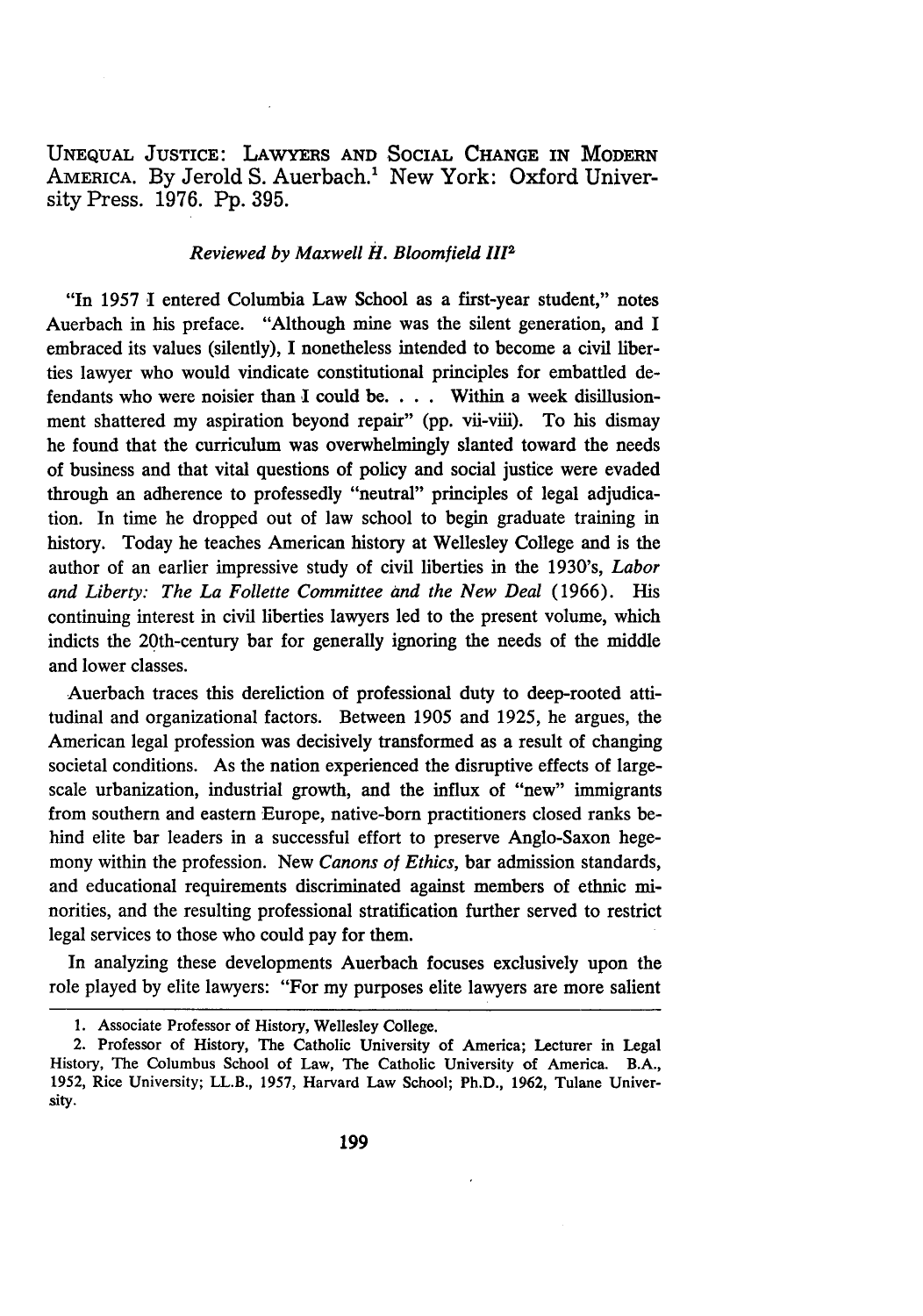UNEQUAL JUSTICE: LAWYERS AND SOCIAL CHANGE IN MODERN AMERICA. By Jerold S. Auerbach.[1] New York: Oxford University Press. 1976. Pp. 395.

*Reviewed by Maxwell H. Bloomfield III*[2]

"In 1957 I entered Columbia Law School as a first-year student," notes Auerbach in his preface. "Although mine was the silent generation, and I embraced its values (silently), I nonetheless intended to become a civil liberties lawyer who would vindicate constitutional principles for embattled defendants who were noisier than I could be. . . . Within a week disillusionment shattered my aspiration beyond repair" (pp. vii-viii). To his dismay he found that the curriculum was overwhelmingly slanted toward the needs of business and that vital questions of policy and social justice were evaded through an adherence to professedly "neutral" principles of legal adjudication. In time he dropped out of law school to begin graduate training in history. Today he teaches American history at Wellesley College and is the author of an earlier impressive study of civil liberties in the 1930's, *Labor and Liberty: The La Follette Committee and the New Deal* (1966). His continuing interest in civil liberties lawyers led to the present volume, which indicts the 20th-century bar for generally ignoring the needs of the middle and lower classes.

Auerbach traces this dereliction of professional duty to deep-rooted attitudinal and organizational factors. Between 1905 and 1925, he argues, the American legal profession was decisively transformed as a result of changing societal conditions. As the nation experienced the disruptive effects of large-scale urbanization, industrial growth, and the influx of "new" immigrants from southern and eastern Europe, native-born practitioners closed ranks behind elite bar leaders in a successful effort to preserve Anglo-Saxon hegemony within the profession. New *Canons of Ethics*, bar admission standards, and educational requirements discriminated against members of ethnic minorities, and the resulting professional stratification further served to restrict legal services to those who could pay for them.

In analyzing these developments Auerbach focuses exclusively upon the role played by elite lawyers: "For my purposes elite lawyers are more salient

1. Associate Professor of History, Wellesley College.

2. Professor of History, The Catholic University of America; Lecturer in Legal History, The Columbus School of Law, The Catholic University of America. B.A., 1952, Rice University; LL.B., 1957, Harvard Law School; Ph.D., 1962, Tulane University.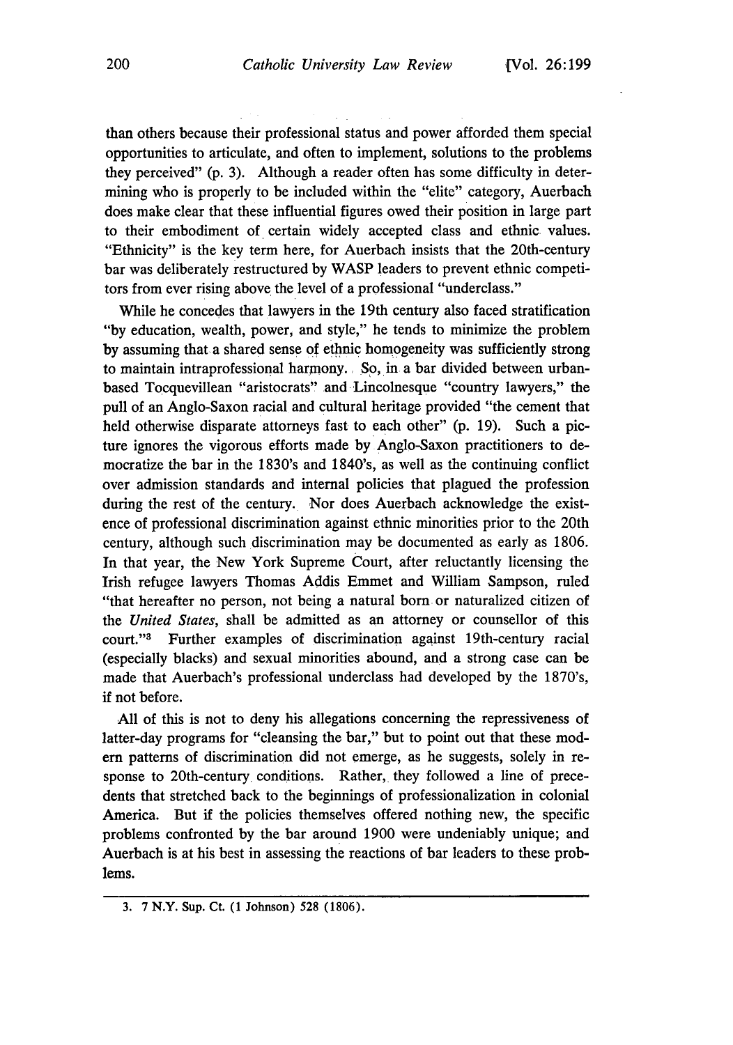than others because their professional status and power afforded them special opportunities to articulate, and often to implement, solutions to the problems they perceived" (p. 3). Although a reader often has some difficulty in determining who is properly to be included within the "elite" category, Auerbach does make clear that these influential figures owed their position in large part to their embodiment of certain widely accepted class and ethnic values. "Ethnicity" is the key term here, for Auerbach insists that the 20th-century bar was deliberately restructured by WASP leaders to prevent ethnic competitors from ever rising above the level of a professional "underclass."

While he concedes that lawyers in the 19th century also faced stratification "by education, wealth, power, and style," he tends to minimize the problem by assuming that a shared sense of ethnic homogeneity was sufficiently strong to maintain intraprofessional harmony. So, in a bar divided between urban-based Tocquevillean "aristocrats" and Lincolnesque "country lawyers," the pull of an Anglo-Saxon racial and cultural heritage provided "the cement that held otherwise disparate attorneys fast to each other" (p. 19). Such a picture ignores the vigorous efforts made by Anglo-Saxon practitioners to democratize the bar in the 1830's and 1840's, as well as the continuing conflict over admission standards and internal policies that plagued the profession during the rest of the century. Nor does Auerbach acknowledge the existence of professional discrimination against ethnic minorities prior to the 20th century, although such discrimination may be documented as early as 1806. In that year, the New York Supreme Court, after reluctantly licensing the Irish refugee lawyers Thomas Addis Emmet and William Sampson, ruled "that hereafter no person, not being a natural born or naturalized citizen of the *United States*, shall be admitted as an attorney or counsellor of this court."[3] Further examples of discrimination against 19th-century racial (especially blacks) and sexual minorities abound, and a strong case can be made that Auerbach's professional underclass had developed by the 1870's, if not before.

All of this is not to deny his allegations concerning the repressiveness of latter-day programs for "cleansing the bar," but to point out that these modern patterns of discrimination did not emerge, as he suggests, solely in response to 20th-century conditions. Rather, they followed a line of precedents that stretched back to the beginnings of professionalization in colonial America. But if the policies themselves offered nothing new, the specific problems confronted by the bar around 1900 were undeniably unique; and Auerbach is at his best in assessing the reactions of bar leaders to these problems.

---

3. 7 N.Y. Sup. Ct. (1 Johnson) 528 (1806).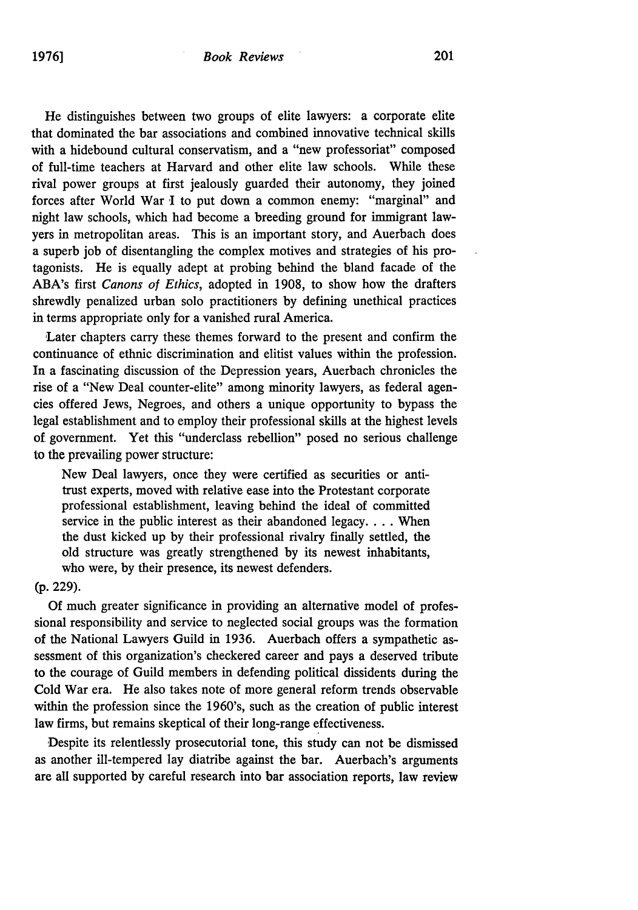He distinguishes between two groups of elite lawyers: a corporate elite that dominated the bar associations and combined innovative technical skills with a hidebound cultural conservatism, and a "new professoriat" composed of full-time teachers at Harvard and other elite law schools. While these rival power groups at first jealously guarded their autonomy, they joined forces after World War I to put down a common enemy: "marginal" and night law schools, which had become a breeding ground for immigrant lawyers in metropolitan areas. This is an important story, and Auerbach does a superb job of disentangling the complex motives and strategies of his protagonists. He is equally adept at probing behind the bland facade of the ABA's first *Canons of Ethics*, adopted in 1908, to show how the drafters shrewdly penalized urban solo practitioners by defining unethical practices in terms appropriate only for a vanished rural America.

Later chapters carry these themes forward to the present and confirm the continuance of ethnic discrimination and elitist values within the profession. In a fascinating discussion of the Depression years, Auerbach chronicles the rise of a "New Deal counter-elite" among minority lawyers, as federal agencies offered Jews, Negroes, and others a unique opportunity to bypass the legal establishment and to employ their professional skills at the highest levels of government. Yet this "underclass rebellion" posed no serious challenge to the prevailing power structure:

> New Deal lawyers, once they were certified as securities or antitrust experts, moved with relative ease into the Protestant corporate professional establishment, leaving behind the ideal of committed service in the public interest as their abandoned legacy. . . . When the dust kicked up by their professional rivalry finally settled, the old structure was greatly strengthened by its newest inhabitants, who were, by their presence, its newest defenders.

(p. 229).

Of much greater significance in providing an alternative model of professional responsibility and service to neglected social groups was the formation of the National Lawyers Guild in 1936. Auerbach offers a sympathetic assessment of this organization's checkered career and pays a deserved tribute to the courage of Guild members in defending political dissidents during the Cold War era. He also takes note of more general reform trends observable within the profession since the 1960's, such as the creation of public interest law firms, but remains skeptical of their long-range effectiveness.

Despite its relentlessly prosecutorial tone, this study can not be dismissed as another ill-tempered lay diatribe against the bar. Auerbach's arguments are all supported by careful research into bar association reports, law review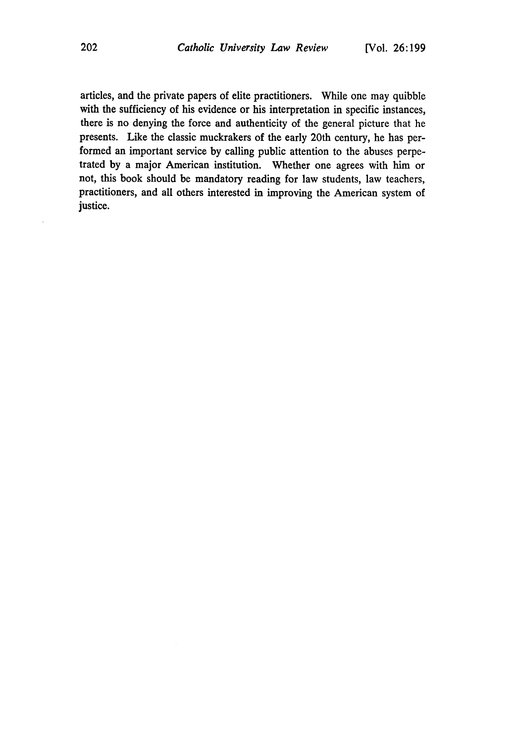articles, and the private papers of elite practitioners. While one may quibble with the sufficiency of his evidence or his interpretation in specific instances, there is no denying the force and authenticity of the general picture that he presents. Like the classic muckrakers of the early 20th century, he has performed an important service by calling public attention to the abuses perpetrated by a major American institution. Whether one agrees with him or not, this book should be mandatory reading for law students, law teachers, practitioners, and all others interested in improving the American system of justice.